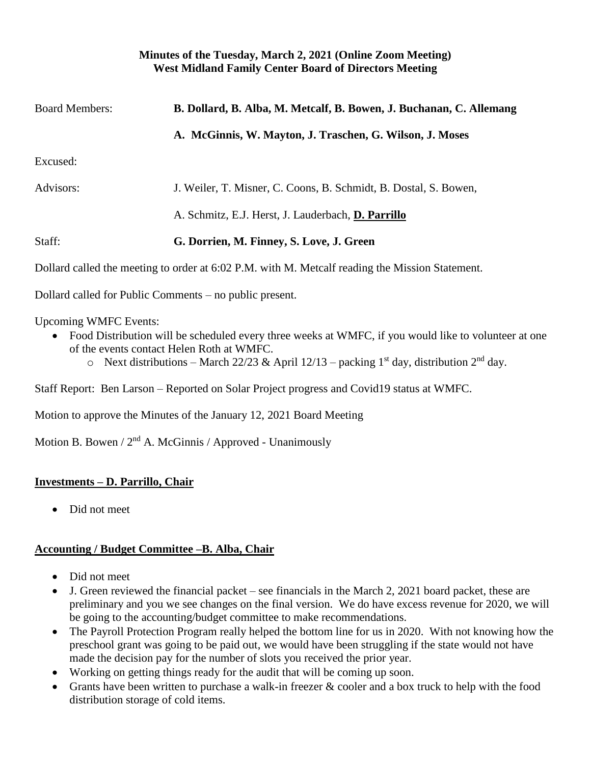**Minutes of the Tuesday, March 2, 2021 (Online Zoom Meeting)**
**West Midland Family Center Board of Directors Meeting**

Board Members: **B. Dollard, B. Alba, M. Metcalf, B. Bowen, J. Buchanan, C. Allemang**

**A. McGinnis, W. Mayton, J. Traschen, G. Wilson, J. Moses**

Excused:

Advisors: J. Weiler, T. Misner, C. Coons, B. Schmidt, B. Dostal, S. Bowen,

A. Schmitz, E.J. Herst, J. Lauderbach, **D. Parrillo**

Staff: **G. Dorrien, M. Finney, S. Love, J. Green**

Dollard called the meeting to order at 6:02 P.M. with M. Metcalf reading the Mission Statement.

Dollard called for Public Comments – no public present.

Upcoming WMFC Events:

- Food Distribution will be scheduled every three weeks at WMFC, if you would like to volunteer at one of the events contact Helen Roth at WMFC.
  - Next distributions – March 22/23 & April 12/13 – packing 1st day, distribution 2nd day.

Staff Report: Ben Larson – Reported on Solar Project progress and Covid19 status at WMFC.

Motion to approve the Minutes of the January 12, 2021 Board Meeting

Motion B. Bowen / 2nd A. McGinnis / Approved - Unanimously

## Investments – D. Parrillo, Chair

- Did not meet

## Accounting / Budget Committee –B. Alba, Chair

- Did not meet
- J. Green reviewed the financial packet – see financials in the March 2, 2021 board packet, these are preliminary and you we see changes on the final version. We do have excess revenue for 2020, we will be going to the accounting/budget committee to make recommendations.
- The Payroll Protection Program really helped the bottom line for us in 2020. With not knowing how the preschool grant was going to be paid out, we would have been struggling if the state would not have made the decision pay for the number of slots you received the prior year.
- Working on getting things ready for the audit that will be coming up soon.
- Grants have been written to purchase a walk-in freezer & cooler and a box truck to help with the food distribution storage of cold items.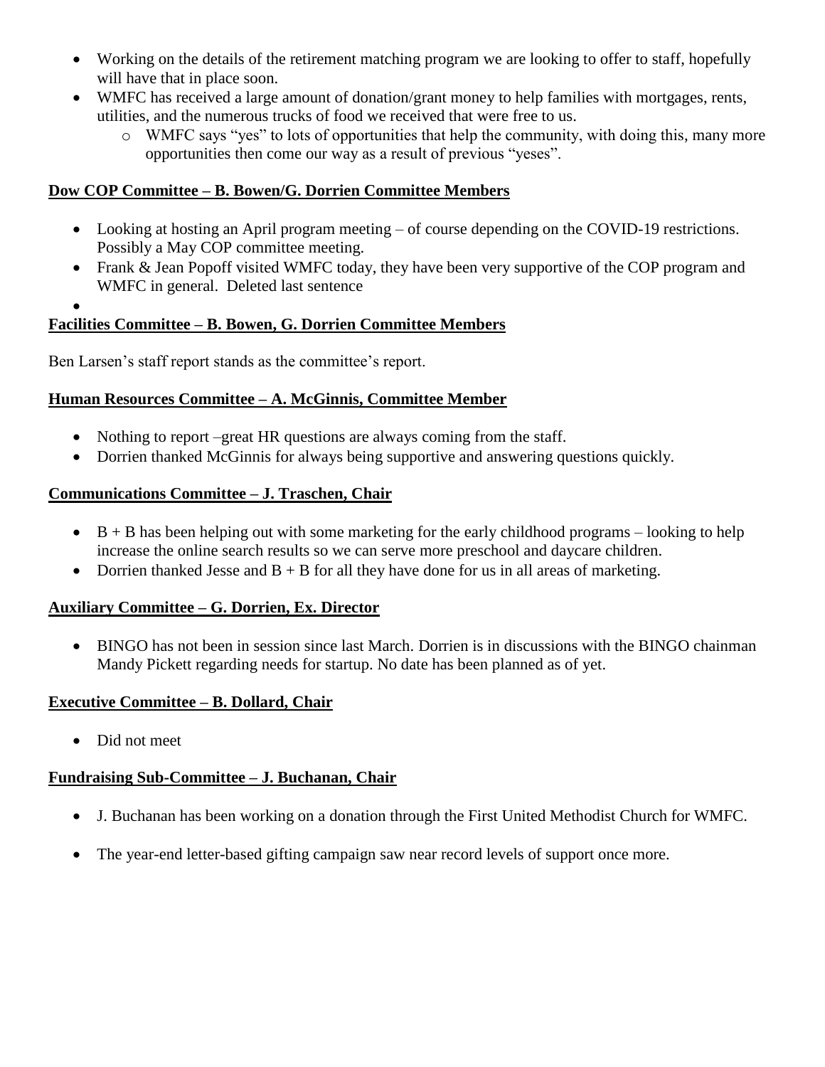- Working on the details of the retirement matching program we are looking to offer to staff, hopefully will have that in place soon.
- WMFC has received a large amount of donation/grant money to help families with mortgages, rents, utilities, and the numerous trucks of food we received that were free to us.
  - WMFC says "yes" to lots of opportunities that help the community, with doing this, many more opportunities then come our way as a result of previous "yeses".

**Dow COP Committee – B. Bowen/G. Dorrien Committee Members**

- Looking at hosting an April program meeting – of course depending on the COVID-19 restrictions. Possibly a May COP committee meeting.
- Frank & Jean Popoff visited WMFC today, they have been very supportive of the COP program and WMFC in general. Deleted last sentence
-

**Facilities Committee – B. Bowen, G. Dorrien Committee Members**

Ben Larsen's staff report stands as the committee's report.

**Human Resources Committee – A. McGinnis, Committee Member**

- Nothing to report –great HR questions are always coming from the staff.
- Dorrien thanked McGinnis for always being supportive and answering questions quickly.

**Communications Committee – J. Traschen, Chair**

- B + B has been helping out with some marketing for the early childhood programs – looking to help increase the online search results so we can serve more preschool and daycare children.
- Dorrien thanked Jesse and B + B for all they have done for us in all areas of marketing.

**Auxiliary Committee – G. Dorrien, Ex. Director**

- BINGO has not been in session since last March. Dorrien is in discussions with the BINGO chainman Mandy Pickett regarding needs for startup. No date has been planned as of yet.

**Executive Committee – B. Dollard, Chair**

- Did not meet

**Fundraising Sub-Committee – J. Buchanan, Chair**

- J. Buchanan has been working on a donation through the First United Methodist Church for WMFC.
- The year-end letter-based gifting campaign saw near record levels of support once more.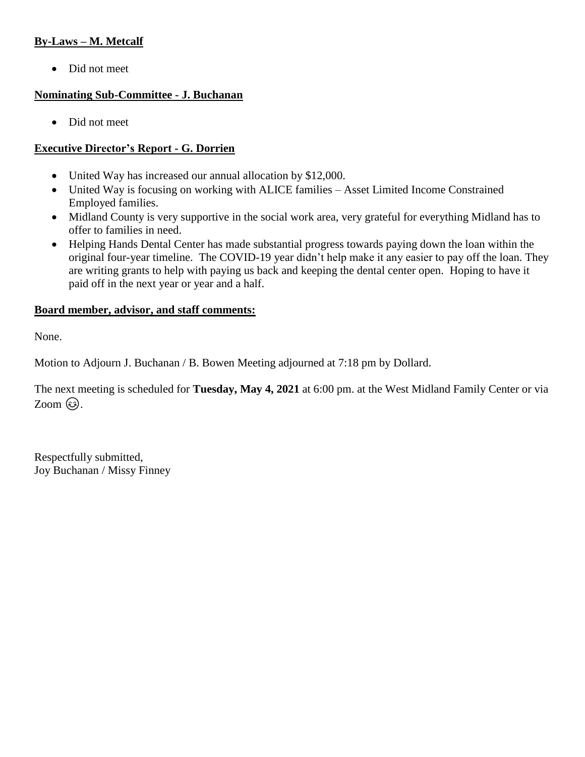**By-Laws – M. Metcalf**

- Did not meet

**Nominating Sub-Committee - J. Buchanan**

- Did not meet

**Executive Director's Report - G. Dorrien**

- United Way has increased our annual allocation by $12,000.
- United Way is focusing on working with ALICE families – Asset Limited Income Constrained Employed families.
- Midland County is very supportive in the social work area, very grateful for everything Midland has to offer to families in need.
- Helping Hands Dental Center has made substantial progress towards paying down the loan within the original four-year timeline. The COVID-19 year didn't help make it any easier to pay off the loan. They are writing grants to help with paying us back and keeping the dental center open. Hoping to have it paid off in the next year or year and a half.

**Board member, advisor, and staff comments:**

None.

Motion to Adjourn J. Buchanan / B. Bowen Meeting adjourned at 7:18 pm by Dollard.

The next meeting is scheduled for **Tuesday, May 4, 2021** at 6:00 pm. at the West Midland Family Center or via Zoom 😊.

Respectfully submitted,
Joy Buchanan / Missy Finney